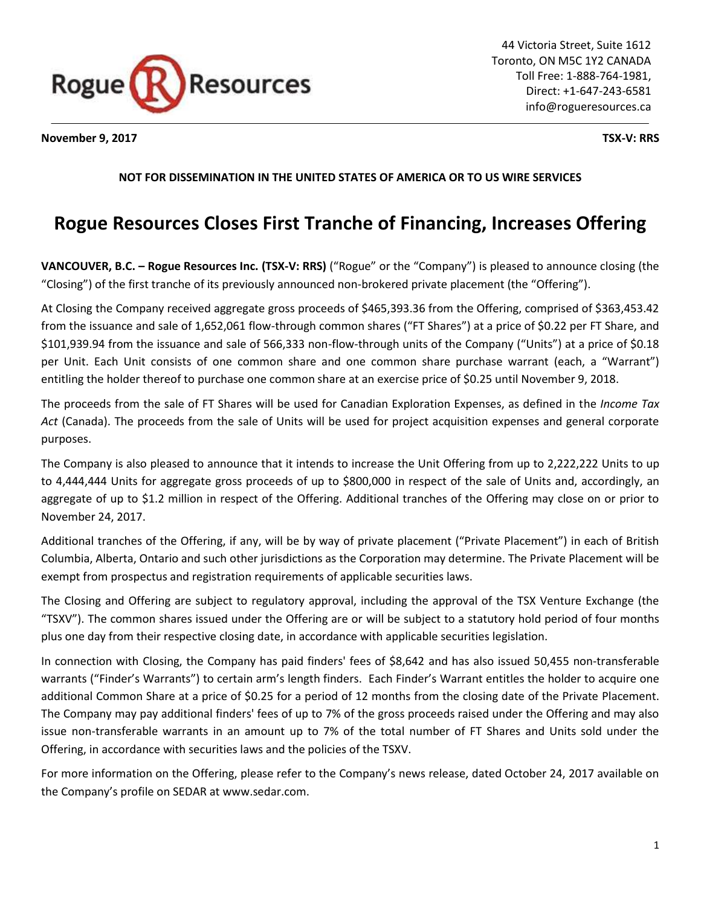44 Victoria Street, Suite 1612
Toronto, ON M5C 1Y2 CANADA
Toll Free: 1-888-764-1981,
Direct: +1-647-243-6581
info@rogueresources.ca

**November 9, 2017** **TSX-V: RRS**

**NOT FOR DISSEMINATION IN THE UNITED STATES OF AMERICA OR TO US WIRE SERVICES**

# Rogue Resources Closes First Tranche of Financing, Increases Offering

**VANCOUVER, B.C. – Rogue Resources Inc. (TSX-V: RRS)** ("Rogue" or the "Company") is pleased to announce closing (the "Closing") of the first tranche of its previously announced non-brokered private placement (the "Offering").

At Closing the Company received aggregate gross proceeds of $465,393.36 from the Offering, comprised of $363,453.42 from the issuance and sale of 1,652,061 flow-through common shares ("FT Shares") at a price of $0.22 per FT Share, and $101,939.94 from the issuance and sale of 566,333 non-flow-through units of the Company ("Units") at a price of $0.18 per Unit. Each Unit consists of one common share and one common share purchase warrant (each, a "Warrant") entitling the holder thereof to purchase one common share at an exercise price of $0.25 until November 9, 2018.

The proceeds from the sale of FT Shares will be used for Canadian Exploration Expenses, as defined in the *Income Tax Act* (Canada). The proceeds from the sale of Units will be used for project acquisition expenses and general corporate purposes.

The Company is also pleased to announce that it intends to increase the Unit Offering from up to 2,222,222 Units to up to 4,444,444 Units for aggregate gross proceeds of up to $800,000 in respect of the sale of Units and, accordingly, an aggregate of up to $1.2 million in respect of the Offering. Additional tranches of the Offering may close on or prior to November 24, 2017.

Additional tranches of the Offering, if any, will be by way of private placement ("Private Placement") in each of British Columbia, Alberta, Ontario and such other jurisdictions as the Corporation may determine. The Private Placement will be exempt from prospectus and registration requirements of applicable securities laws.

The Closing and Offering are subject to regulatory approval, including the approval of the TSX Venture Exchange (the "TSXV"). The common shares issued under the Offering are or will be subject to a statutory hold period of four months plus one day from their respective closing date, in accordance with applicable securities legislation.

In connection with Closing, the Company has paid finders' fees of $8,642 and has also issued 50,455 non-transferable warrants ("Finder's Warrants") to certain arm's length finders. Each Finder's Warrant entitles the holder to acquire one additional Common Share at a price of $0.25 for a period of 12 months from the closing date of the Private Placement. The Company may pay additional finders' fees of up to 7% of the gross proceeds raised under the Offering and may also issue non-transferable warrants in an amount up to 7% of the total number of FT Shares and Units sold under the Offering, in accordance with securities laws and the policies of the TSXV.

For more information on the Offering, please refer to the Company's news release, dated October 24, 2017 available on the Company's profile on SEDAR at www.sedar.com.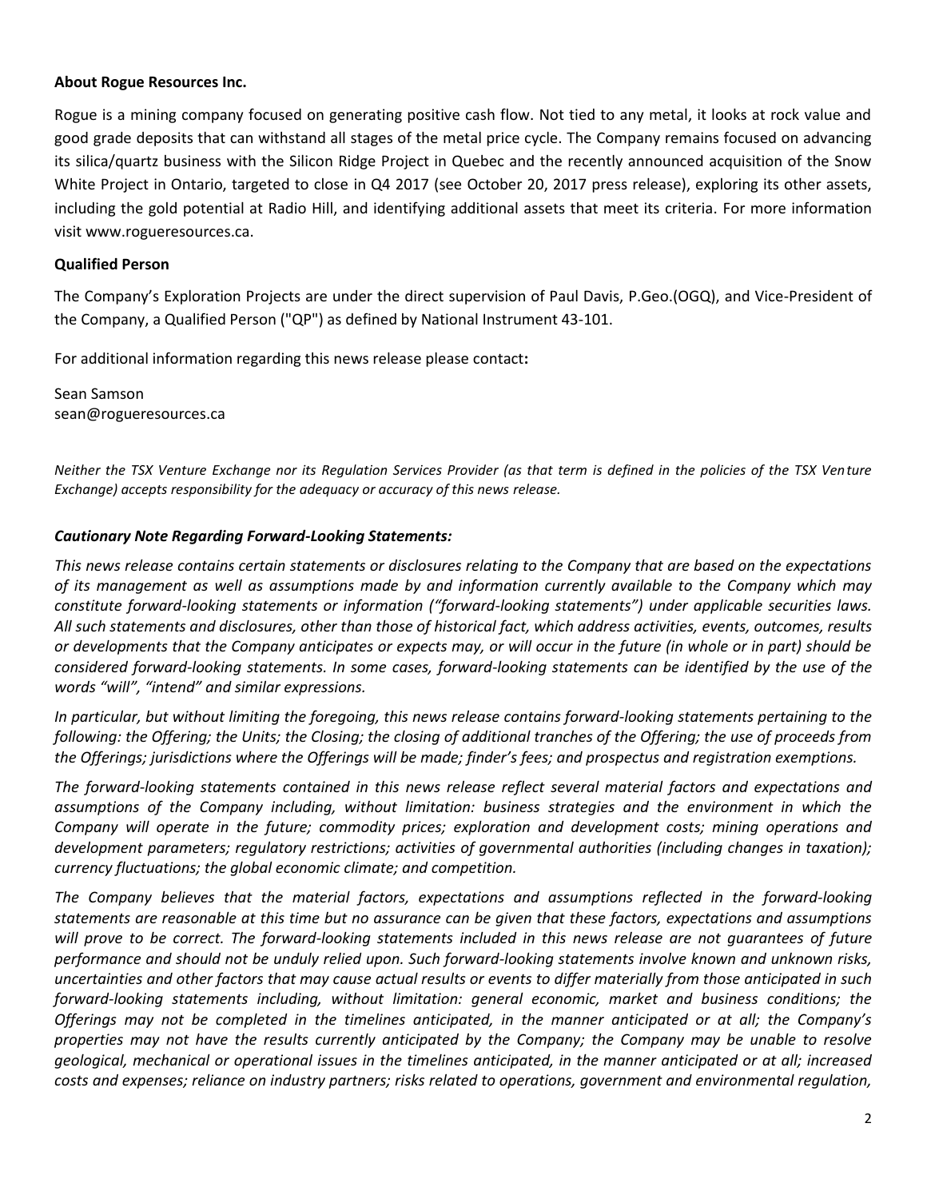**About Rogue Resources Inc.**

Rogue is a mining company focused on generating positive cash flow. Not tied to any metal, it looks at rock value and good grade deposits that can withstand all stages of the metal price cycle. The Company remains focused on advancing its silica/quartz business with the Silicon Ridge Project in Quebec and the recently announced acquisition of the Snow White Project in Ontario, targeted to close in Q4 2017 (see October 20, 2017 press release), exploring its other assets, including the gold potential at Radio Hill, and identifying additional assets that meet its criteria. For more information visit www.rogueresources.ca.

**Qualified Person**

The Company's Exploration Projects are under the direct supervision of Paul Davis, P.Geo.(OGQ), and Vice-President of the Company, a Qualified Person ("QP") as defined by National Instrument 43-101.

For additional information regarding this news release please contact**:**

Sean Samson
sean@rogueresources.ca

*Neither the TSX Venture Exchange nor its Regulation Services Provider (as that term is defined in the policies of the TSX Venture Exchange) accepts responsibility for the adequacy or accuracy of this news release.*

***Cautionary Note Regarding Forward-Looking Statements:***

*This news release contains certain statements or disclosures relating to the Company that are based on the expectations of its management as well as assumptions made by and information currently available to the Company which may constitute forward-looking statements or information ("forward-looking statements") under applicable securities laws. All such statements and disclosures, other than those of historical fact, which address activities, events, outcomes, results or developments that the Company anticipates or expects may, or will occur in the future (in whole or in part) should be considered forward-looking statements. In some cases, forward-looking statements can be identified by the use of the words "will", "intend" and similar expressions.*

*In particular, but without limiting the foregoing, this news release contains forward-looking statements pertaining to the following: the Offering; the Units; the Closing; the closing of additional tranches of the Offering; the use of proceeds from the Offerings; jurisdictions where the Offerings will be made; finder's fees; and prospectus and registration exemptions.*

*The forward-looking statements contained in this news release reflect several material factors and expectations and assumptions of the Company including, without limitation: business strategies and the environment in which the Company will operate in the future; commodity prices; exploration and development costs; mining operations and development parameters; regulatory restrictions; activities of governmental authorities (including changes in taxation); currency fluctuations; the global economic climate; and competition.*

*The Company believes that the material factors, expectations and assumptions reflected in the forward-looking statements are reasonable at this time but no assurance can be given that these factors, expectations and assumptions will prove to be correct. The forward-looking statements included in this news release are not guarantees of future performance and should not be unduly relied upon. Such forward-looking statements involve known and unknown risks, uncertainties and other factors that may cause actual results or events to differ materially from those anticipated in such forward-looking statements including, without limitation: general economic, market and business conditions; the Offerings may not be completed in the timelines anticipated, in the manner anticipated or at all; the Company's properties may not have the results currently anticipated by the Company; the Company may be unable to resolve geological, mechanical or operational issues in the timelines anticipated, in the manner anticipated or at all; increased costs and expenses; reliance on industry partners; risks related to operations, government and environmental regulation,*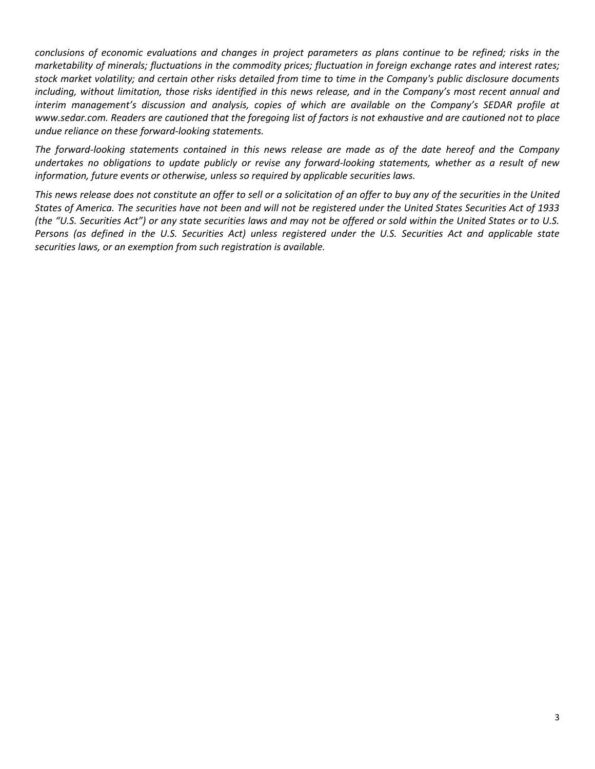*conclusions of economic evaluations and changes in project parameters as plans continue to be refined; risks in the marketability of minerals; fluctuations in the commodity prices; fluctuation in foreign exchange rates and interest rates; stock market volatility; and certain other risks detailed from time to time in the Company's public disclosure documents including, without limitation, those risks identified in this news release, and in the Company's most recent annual and interim management's discussion and analysis, copies of which are available on the Company's SEDAR profile at www.sedar.com. Readers are cautioned that the foregoing list of factors is not exhaustive and are cautioned not to place undue reliance on these forward-looking statements.*

*The forward-looking statements contained in this news release are made as of the date hereof and the Company undertakes no obligations to update publicly or revise any forward-looking statements, whether as a result of new information, future events or otherwise, unless so required by applicable securities laws.*

*This news release does not constitute an offer to sell or a solicitation of an offer to buy any of the securities in the United States of America. The securities have not been and will not be registered under the United States Securities Act of 1933 (the "U.S. Securities Act") or any state securities laws and may not be offered or sold within the United States or to U.S. Persons (as defined in the U.S. Securities Act) unless registered under the U.S. Securities Act and applicable state securities laws, or an exemption from such registration is available.*